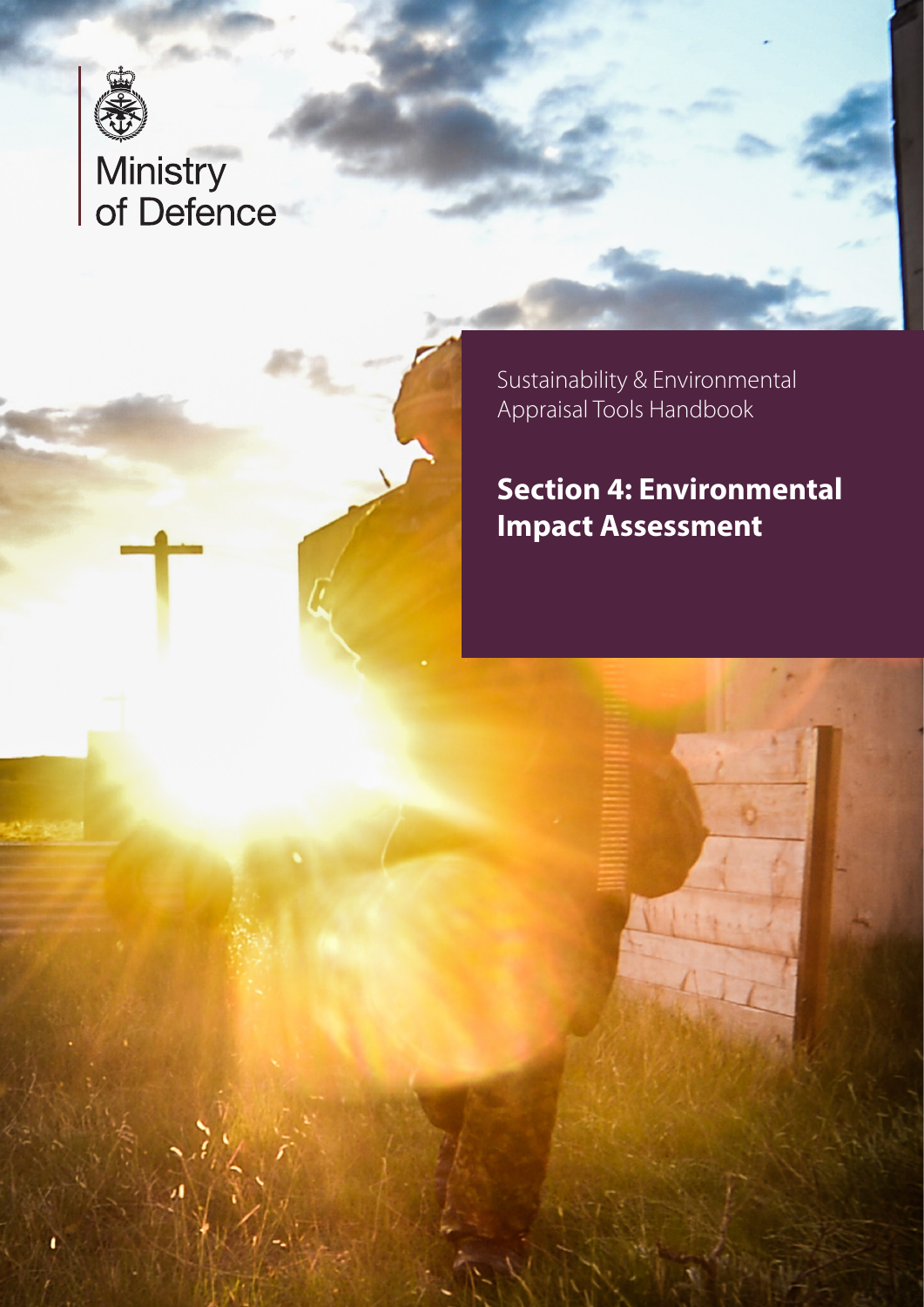Ministry of Defence

Sustainability & Environmental Appraisal Tools Handbook

# Section 4: Environmental Impact Assessment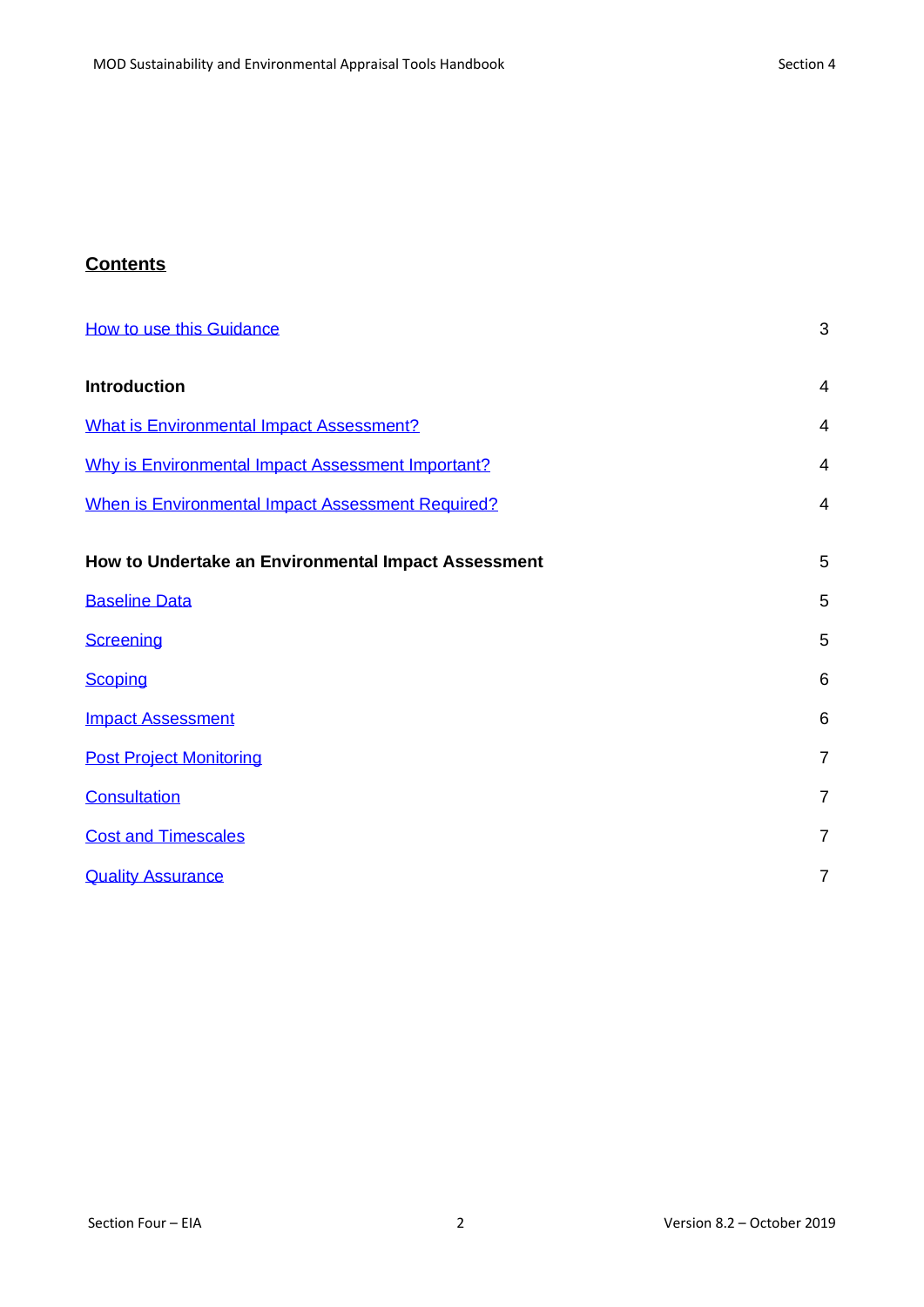## Contents

| | |
|---|---|
| How to use this Guidance | 3 |
| **Introduction** | 4 |
| What is Environmental Impact Assessment? | 4 |
| Why is Environmental Impact Assessment Important? | 4 |
| When is Environmental Impact Assessment Required? | 4 |
| **How to Undertake an Environmental Impact Assessment** | 5 |
| Baseline Data | 5 |
| Screening | 5 |
| Scoping | 6 |
| Impact Assessment | 6 |
| Post Project Monitoring | 7 |
| Consultation | 7 |
| Cost and Timescales | 7 |
| Quality Assurance | 7 |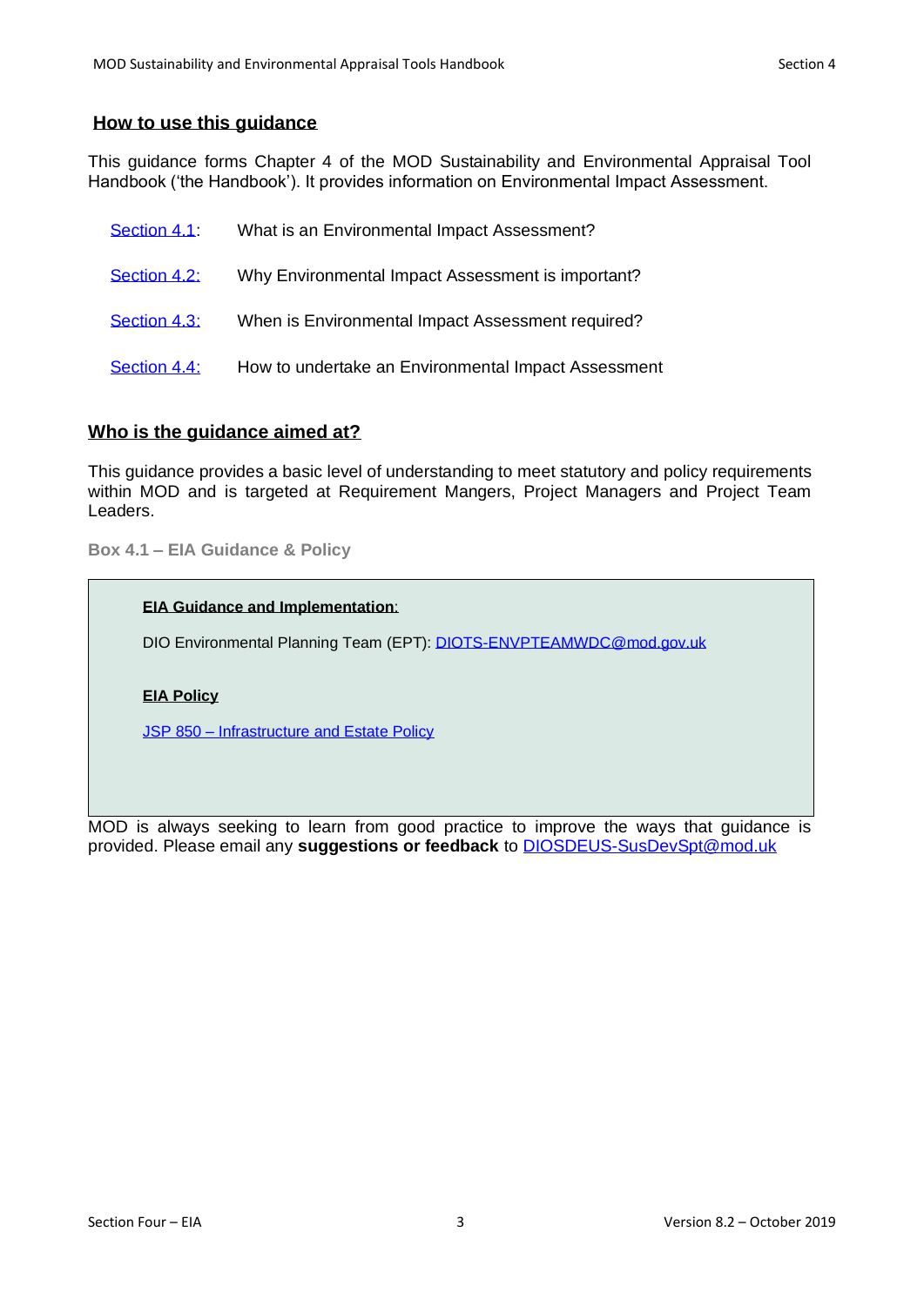## How to use this guidance

This guidance forms Chapter 4 of the MOD Sustainability and Environmental Appraisal Tool Handbook ('the Handbook'). It provides information on Environmental Impact Assessment.

| | |
|---|---|
| Section 4.1: | What is an Environmental Impact Assessment? |
| Section 4.2: | Why Environmental Impact Assessment is important? |
| Section 4.3: | When is Environmental Impact Assessment required? |
| Section 4.4: | How to undertake an Environmental Impact Assessment |

## Who is the guidance aimed at?

This guidance provides a basic level of understanding to meet statutory and policy requirements within MOD and is targeted at Requirement Mangers, Project Managers and Project Team Leaders.

**Box 4.1 – EIA Guidance & Policy**

> **EIA Guidance and Implementation:**
>
> DIO Environmental Planning Team (EPT): DIOTS-ENVPTEAMWDC@mod.gov.uk
>
> **EIA Policy**
>
> JSP 850 – Infrastructure and Estate Policy

MOD is always seeking to learn from good practice to improve the ways that guidance is provided. Please email any **suggestions or feedback** to DIOSDEUS-SusDevSpt@mod.uk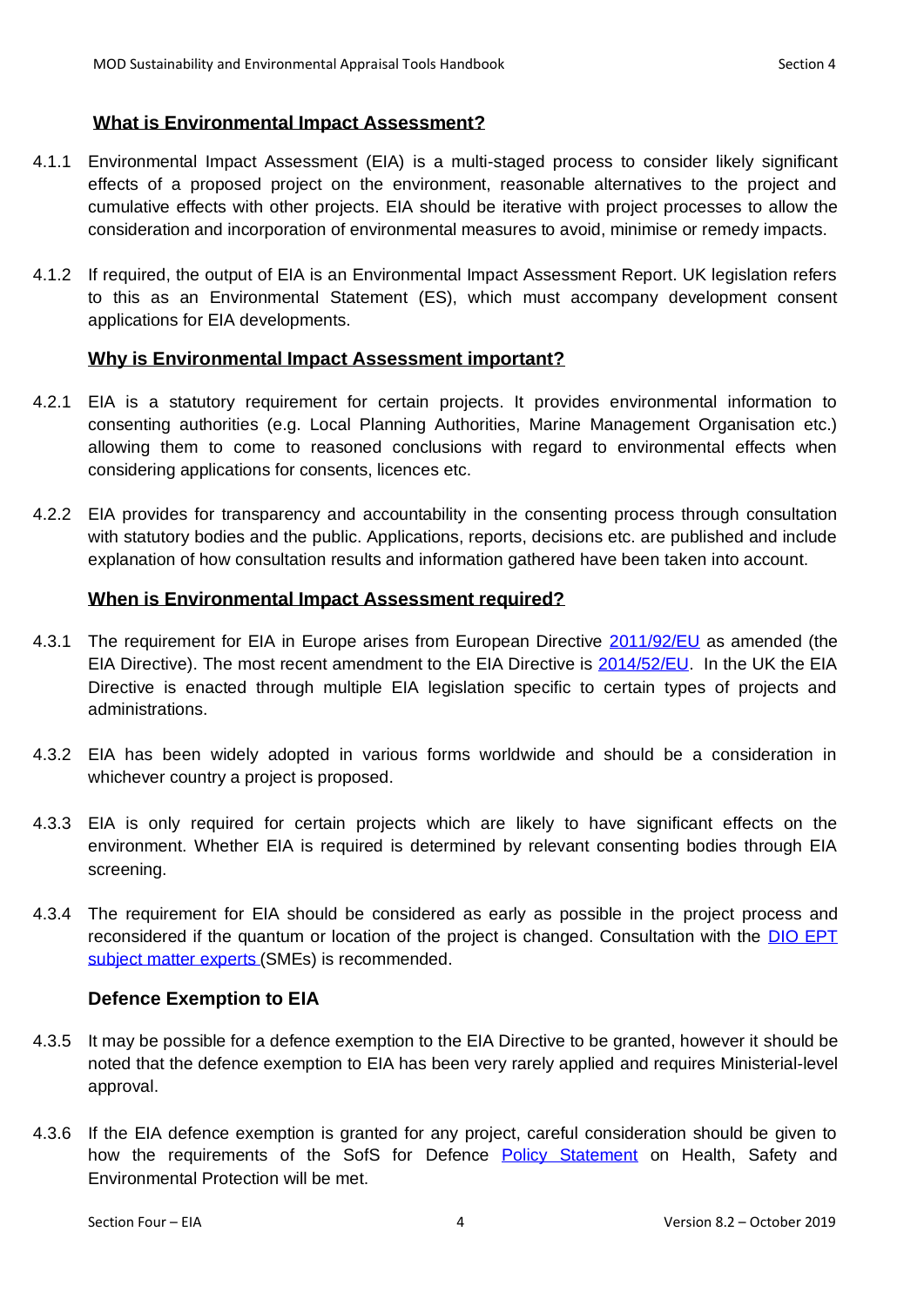## What is Environmental Impact Assessment?

4.1.1 Environmental Impact Assessment (EIA) is a multi-staged process to consider likely significant effects of a proposed project on the environment, reasonable alternatives to the project and cumulative effects with other projects. EIA should be iterative with project processes to allow the consideration and incorporation of environmental measures to avoid, minimise or remedy impacts.

4.1.2 If required, the output of EIA is an Environmental Impact Assessment Report. UK legislation refers to this as an Environmental Statement (ES), which must accompany development consent applications for EIA developments.

## Why is Environmental Impact Assessment important?

4.2.1 EIA is a statutory requirement for certain projects. It provides environmental information to consenting authorities (e.g. Local Planning Authorities, Marine Management Organisation etc.) allowing them to come to reasoned conclusions with regard to environmental effects when considering applications for consents, licences etc.

4.2.2 EIA provides for transparency and accountability in the consenting process through consultation with statutory bodies and the public. Applications, reports, decisions etc. are published and include explanation of how consultation results and information gathered have been taken into account.

## When is Environmental Impact Assessment required?

4.3.1 The requirement for EIA in Europe arises from European Directive 2011/92/EU as amended (the EIA Directive). The most recent amendment to the EIA Directive is 2014/52/EU. In the UK the EIA Directive is enacted through multiple EIA legislation specific to certain types of projects and administrations.

4.3.2 EIA has been widely adopted in various forms worldwide and should be a consideration in whichever country a project is proposed.

4.3.3 EIA is only required for certain projects which are likely to have significant effects on the environment. Whether EIA is required is determined by relevant consenting bodies through EIA screening.

4.3.4 The requirement for EIA should be considered as early as possible in the project process and reconsidered if the quantum or location of the project is changed. Consultation with the DIO EPT subject matter experts (SMEs) is recommended.

### Defence Exemption to EIA

4.3.5 It may be possible for a defence exemption to the EIA Directive to be granted, however it should be noted that the defence exemption to EIA has been very rarely applied and requires Ministerial-level approval.

4.3.6 If the EIA defence exemption is granted for any project, careful consideration should be given to how the requirements of the SofS for Defence Policy Statement on Health, Safety and Environmental Protection will be met.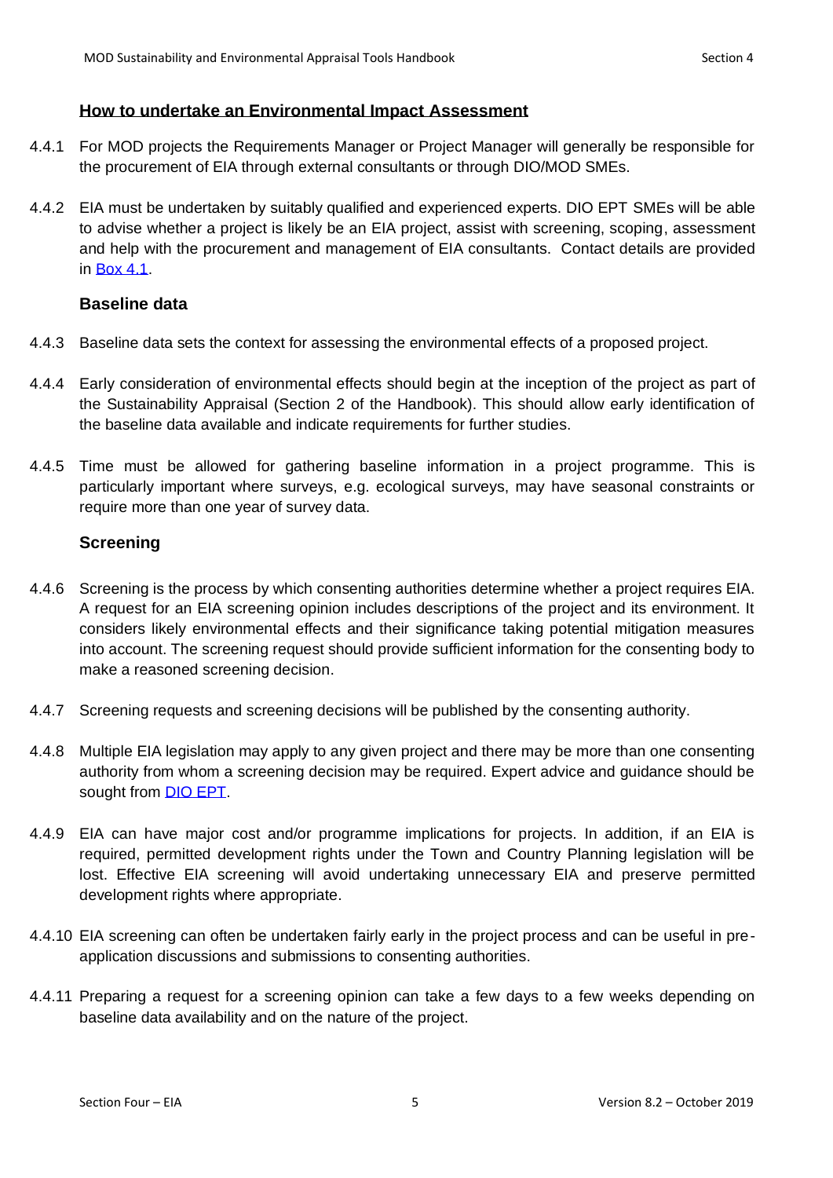## How to undertake an Environmental Impact Assessment

4.4.1 For MOD projects the Requirements Manager or Project Manager will generally be responsible for the procurement of EIA through external consultants or through DIO/MOD SMEs.

4.4.2 EIA must be undertaken by suitably qualified and experienced experts. DIO EPT SMEs will be able to advise whether a project is likely be an EIA project, assist with screening, scoping, assessment and help with the procurement and management of EIA consultants. Contact details are provided in Box 4.1.

### Baseline data

4.4.3 Baseline data sets the context for assessing the environmental effects of a proposed project.

4.4.4 Early consideration of environmental effects should begin at the inception of the project as part of the Sustainability Appraisal (Section 2 of the Handbook). This should allow early identification of the baseline data available and indicate requirements for further studies.

4.4.5 Time must be allowed for gathering baseline information in a project programme. This is particularly important where surveys, e.g. ecological surveys, may have seasonal constraints or require more than one year of survey data.

### Screening

4.4.6 Screening is the process by which consenting authorities determine whether a project requires EIA. A request for an EIA screening opinion includes descriptions of the project and its environment. It considers likely environmental effects and their significance taking potential mitigation measures into account. The screening request should provide sufficient information for the consenting body to make a reasoned screening decision.

4.4.7 Screening requests and screening decisions will be published by the consenting authority.

4.4.8 Multiple EIA legislation may apply to any given project and there may be more than one consenting authority from whom a screening decision may be required. Expert advice and guidance should be sought from DIO EPT.

4.4.9 EIA can have major cost and/or programme implications for projects. In addition, if an EIA is required, permitted development rights under the Town and Country Planning legislation will be lost. Effective EIA screening will avoid undertaking unnecessary EIA and preserve permitted development rights where appropriate.

4.4.10 EIA screening can often be undertaken fairly early in the project process and can be useful in pre-application discussions and submissions to consenting authorities.

4.4.11 Preparing a request for a screening opinion can take a few days to a few weeks depending on baseline data availability and on the nature of the project.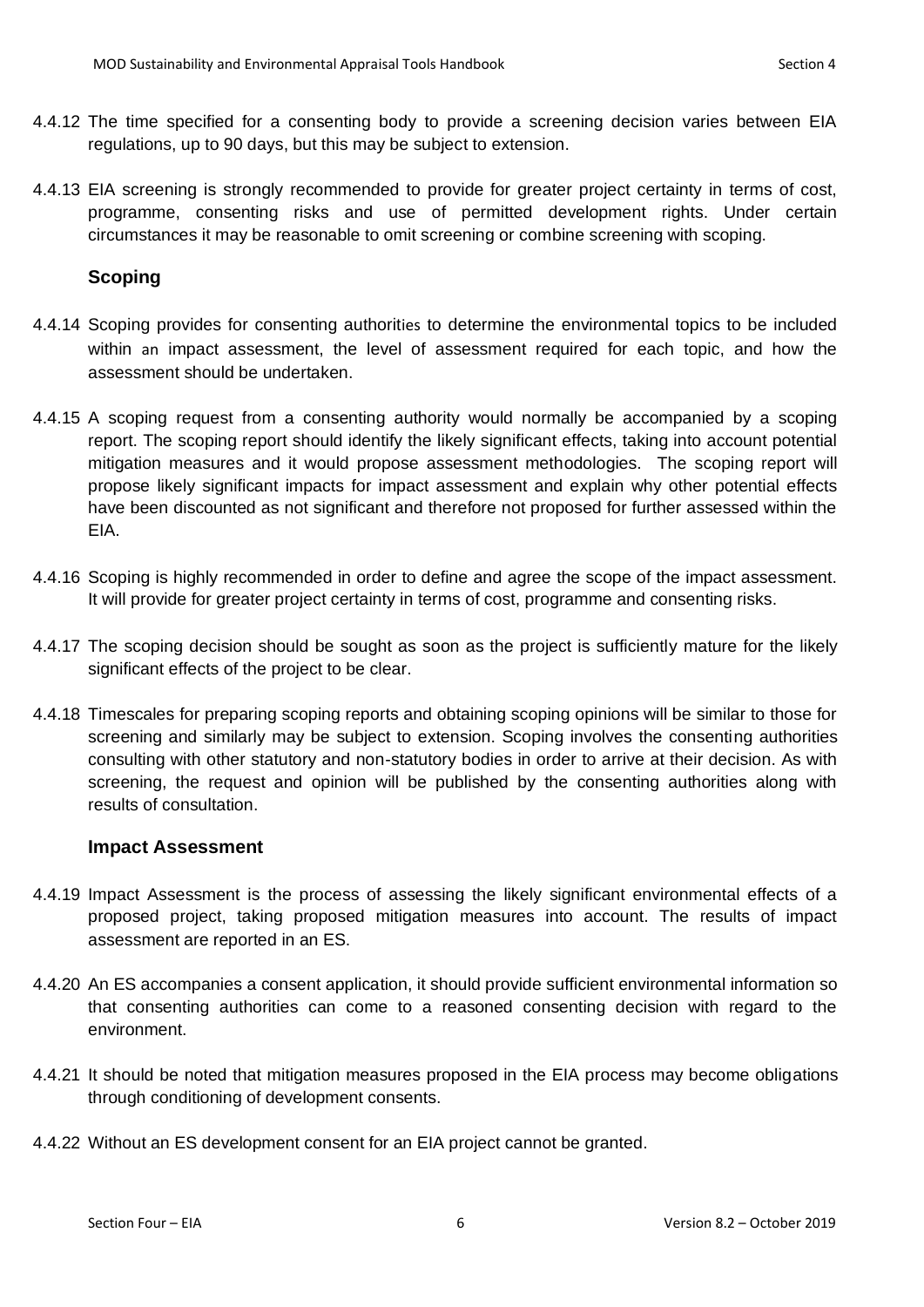4.4.12 The time specified for a consenting body to provide a screening decision varies between EIA regulations, up to 90 days, but this may be subject to extension.

4.4.13 EIA screening is strongly recommended to provide for greater project certainty in terms of cost, programme, consenting risks and use of permitted development rights. Under certain circumstances it may be reasonable to omit screening or combine screening with scoping.

### Scoping

4.4.14 Scoping provides for consenting authorities to determine the environmental topics to be included within an impact assessment, the level of assessment required for each topic, and how the assessment should be undertaken.

4.4.15 A scoping request from a consenting authority would normally be accompanied by a scoping report. The scoping report should identify the likely significant effects, taking into account potential mitigation measures and it would propose assessment methodologies. The scoping report will propose likely significant impacts for impact assessment and explain why other potential effects have been discounted as not significant and therefore not proposed for further assessed within the EIA.

4.4.16 Scoping is highly recommended in order to define and agree the scope of the impact assessment. It will provide for greater project certainty in terms of cost, programme and consenting risks.

4.4.17 The scoping decision should be sought as soon as the project is sufficiently mature for the likely significant effects of the project to be clear.

4.4.18 Timescales for preparing scoping reports and obtaining scoping opinions will be similar to those for screening and similarly may be subject to extension. Scoping involves the consenting authorities consulting with other statutory and non-statutory bodies in order to arrive at their decision. As with screening, the request and opinion will be published by the consenting authorities along with results of consultation.

### Impact Assessment

4.4.19 Impact Assessment is the process of assessing the likely significant environmental effects of a proposed project, taking proposed mitigation measures into account. The results of impact assessment are reported in an ES.

4.4.20 An ES accompanies a consent application, it should provide sufficient environmental information so that consenting authorities can come to a reasoned consenting decision with regard to the environment.

4.4.21 It should be noted that mitigation measures proposed in the EIA process may become obligations through conditioning of development consents.

4.4.22 Without an ES development consent for an EIA project cannot be granted.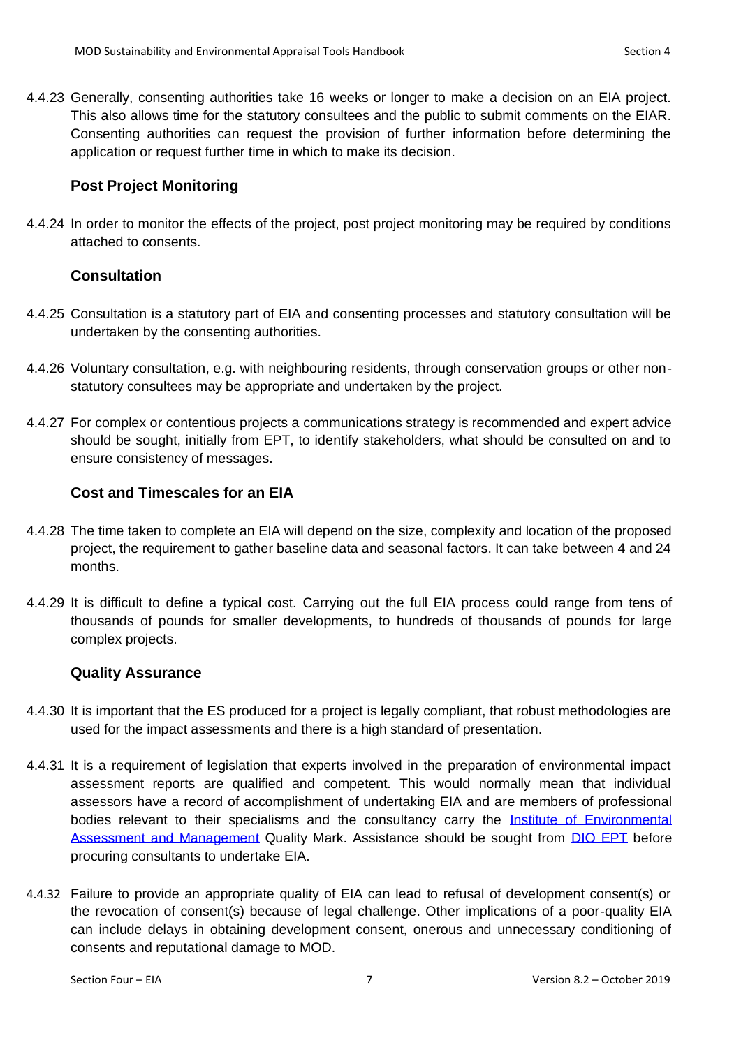4.4.23 Generally, consenting authorities take 16 weeks or longer to make a decision on an EIA project. This also allows time for the statutory consultees and the public to submit comments on the EIAR. Consenting authorities can request the provision of further information before determining the application or request further time in which to make its decision.

### Post Project Monitoring

4.4.24 In order to monitor the effects of the project, post project monitoring may be required by conditions attached to consents.

### Consultation

4.4.25 Consultation is a statutory part of EIA and consenting processes and statutory consultation will be undertaken by the consenting authorities.

4.4.26 Voluntary consultation, e.g. with neighbouring residents, through conservation groups or other non-statutory consultees may be appropriate and undertaken by the project.

4.4.27 For complex or contentious projects a communications strategy is recommended and expert advice should be sought, initially from EPT, to identify stakeholders, what should be consulted on and to ensure consistency of messages.

### Cost and Timescales for an EIA

4.4.28 The time taken to complete an EIA will depend on the size, complexity and location of the proposed project, the requirement to gather baseline data and seasonal factors. It can take between 4 and 24 months.

4.4.29 It is difficult to define a typical cost. Carrying out the full EIA process could range from tens of thousands of pounds for smaller developments, to hundreds of thousands of pounds for large complex projects.

### Quality Assurance

4.4.30 It is important that the ES produced for a project is legally compliant, that robust methodologies are used for the impact assessments and there is a high standard of presentation.

4.4.31 It is a requirement of legislation that experts involved in the preparation of environmental impact assessment reports are qualified and competent. This would normally mean that individual assessors have a record of accomplishment of undertaking EIA and are members of professional bodies relevant to their specialisms and the consultancy carry the Institute of Environmental Assessment and Management Quality Mark. Assistance should be sought from DIO EPT before procuring consultants to undertake EIA.

4.4.32 Failure to provide an appropriate quality of EIA can lead to refusal of development consent(s) or the revocation of consent(s) because of legal challenge. Other implications of a poor-quality EIA can include delays in obtaining development consent, onerous and unnecessary conditioning of consents and reputational damage to MOD.